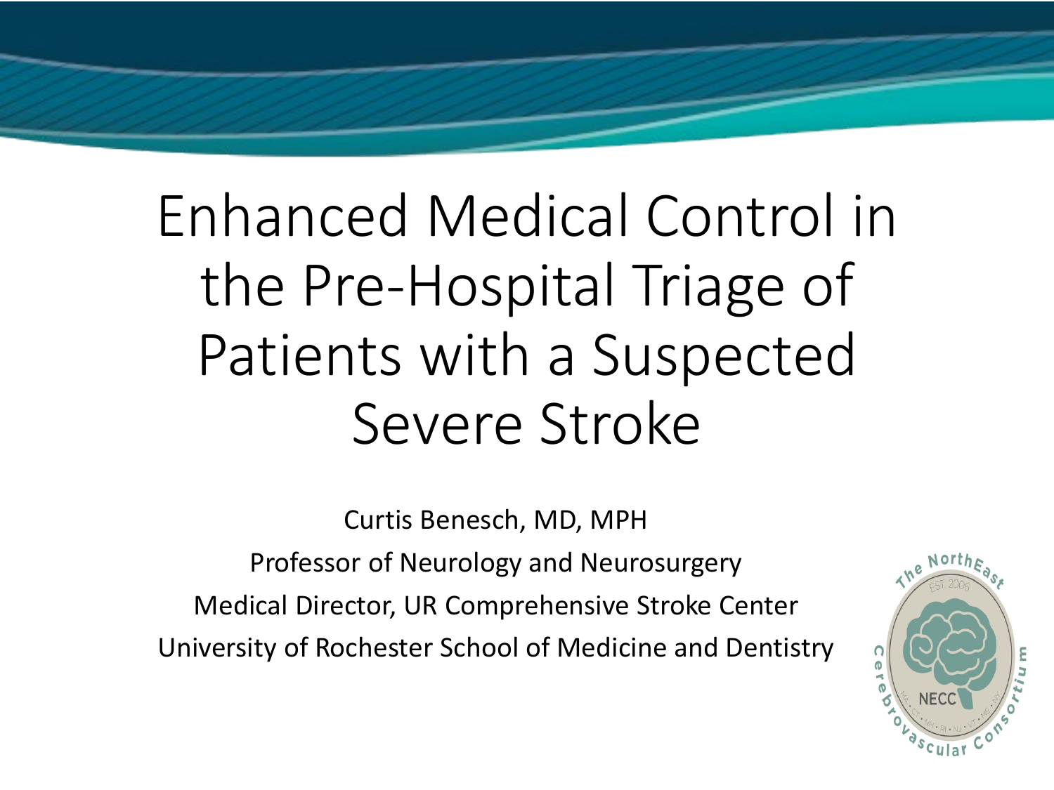# Enhanced Medical Control in the Pre-Hospital Triage of Patients with a Suspected Severe Stroke

Curtis Benesch, MD, MPH

Professor of Neurology and Neurosurgery

Medical Director, UR Comprehensive Stroke Center

University of Rochester School of Medicine and Dentistry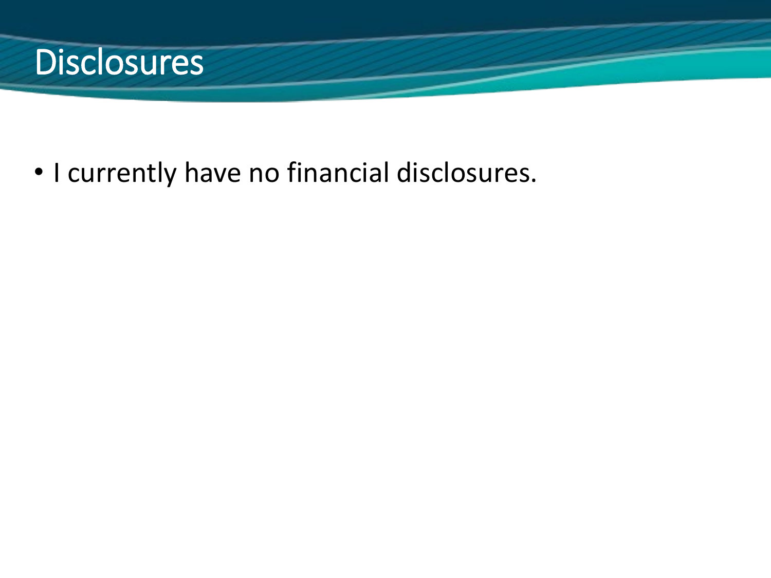# Disclosures

- I currently have no financial disclosures.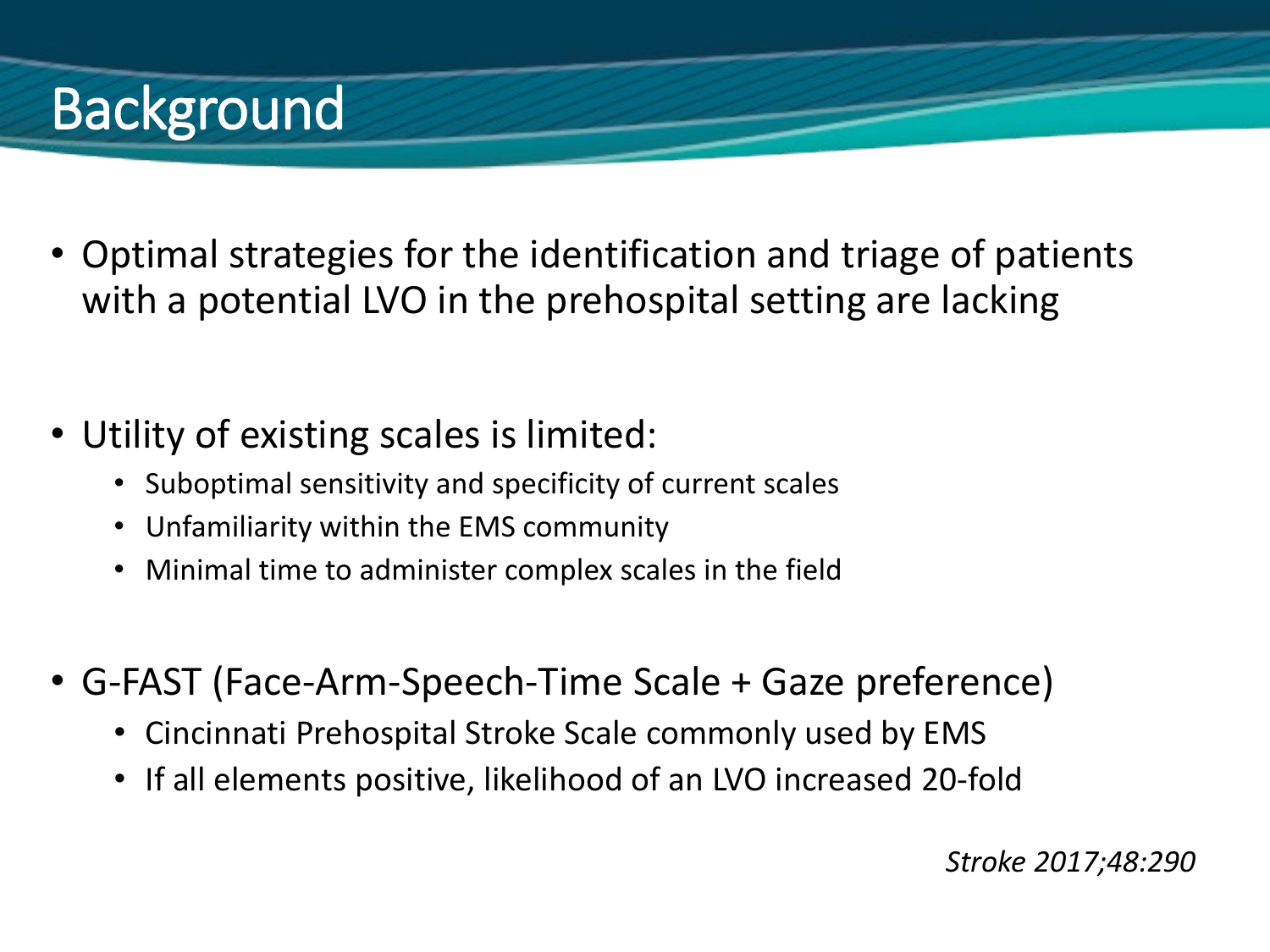# Background

- Optimal strategies for the identification and triage of patients with a potential LVO in the prehospital setting are lacking

- Utility of existing scales is limited:
  - Suboptimal sensitivity and specificity of current scales
  - Unfamiliarity within the EMS community
  - Minimal time to administer complex scales in the field

- G-FAST (Face-Arm-Speech-Time Scale + Gaze preference)
  - Cincinnati Prehospital Stroke Scale commonly used by EMS
  - If all elements positive, likelihood of an LVO increased 20-fold

*Stroke 2017;48:290*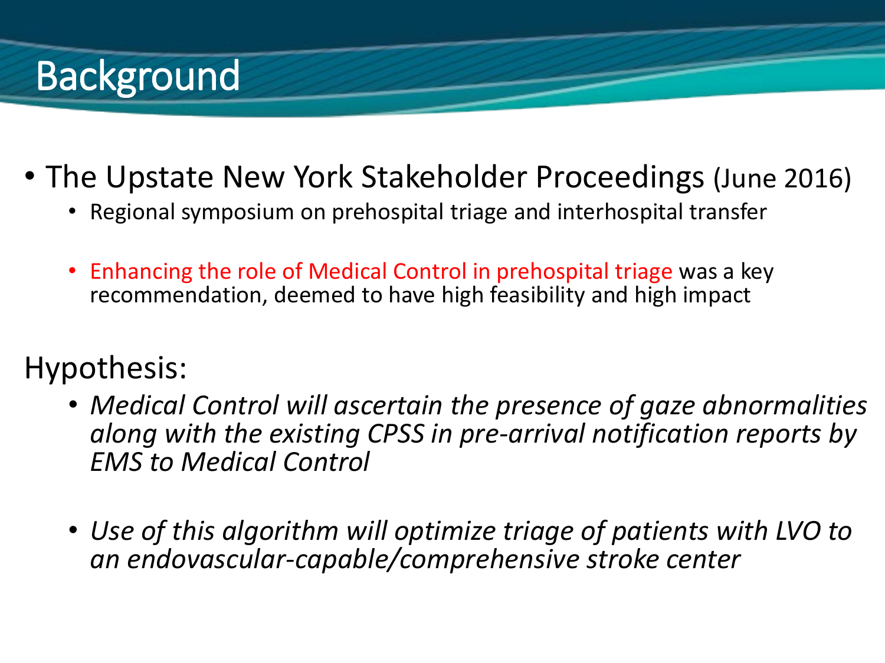# Background

- The Upstate New York Stakeholder Proceedings (June 2016)
  - Regional symposium on prehospital triage and interhospital transfer
  - Enhancing the role of Medical Control in prehospital triage was a key recommendation, deemed to have high feasibility and high impact

Hypothesis:

- *Medical Control will ascertain the presence of gaze abnormalities along with the existing CPSS in pre-arrival notification reports by EMS to Medical Control*
- *Use of this algorithm will optimize triage of patients with LVO to an endovascular-capable/comprehensive stroke center*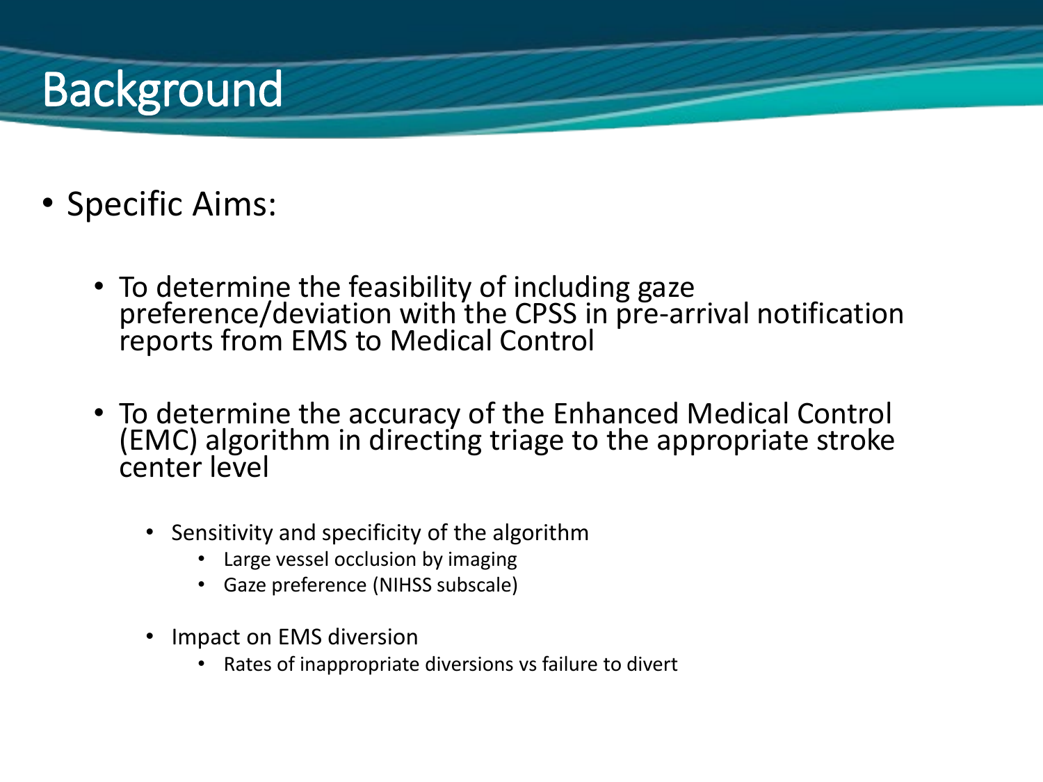# Background

- Specific Aims:
  - To determine the feasibility of including gaze preference/deviation with the CPSS in pre-arrival notification reports from EMS to Medical Control
  - To determine the accuracy of the Enhanced Medical Control (EMC) algorithm in directing triage to the appropriate stroke center level
    - Sensitivity and specificity of the algorithm
      - Large vessel occlusion by imaging
      - Gaze preference (NIHSS subscale)
    - Impact on EMS diversion
      - Rates of inappropriate diversions vs failure to divert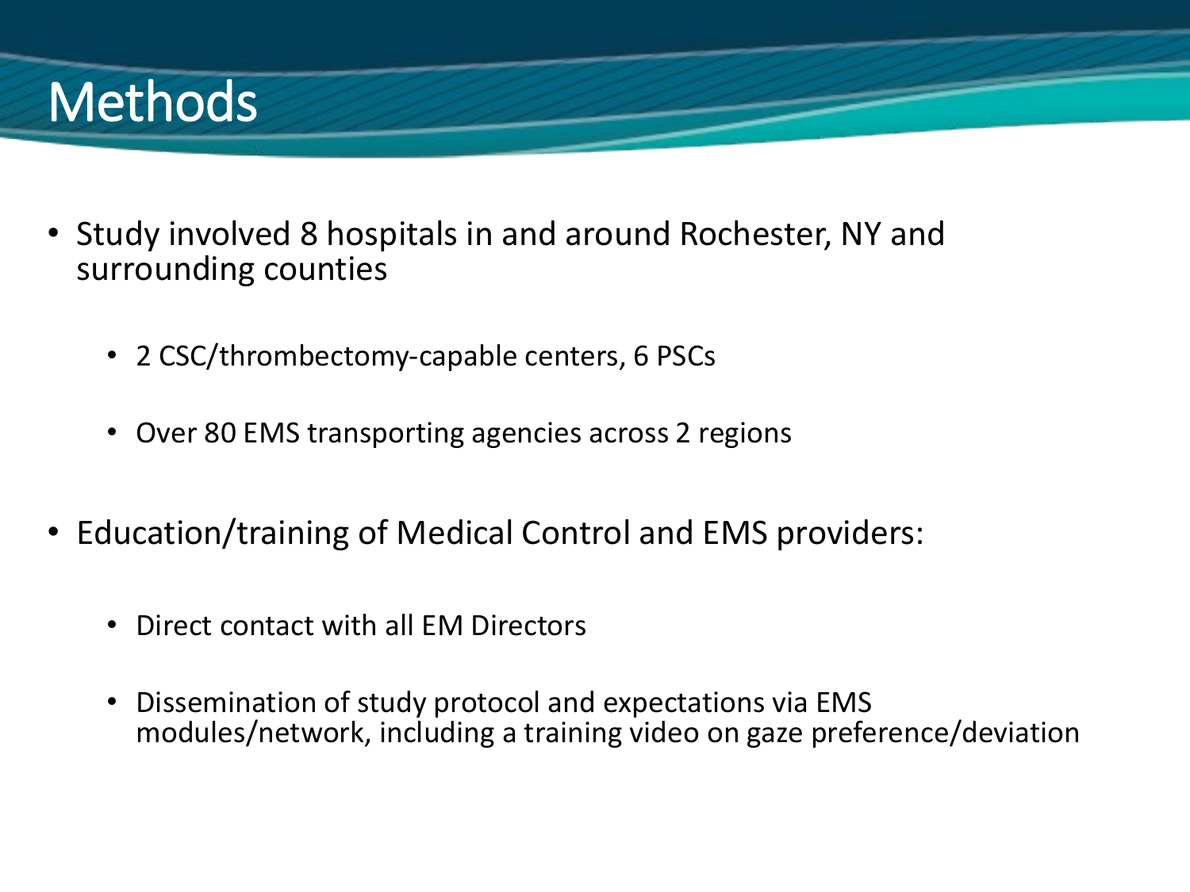# Methods

- Study involved 8 hospitals in and around Rochester, NY and surrounding counties
  - 2 CSC/thrombectomy-capable centers, 6 PSCs
  - Over 80 EMS transporting agencies across 2 regions
- Education/training of Medical Control and EMS providers:
  - Direct contact with all EM Directors
  - Dissemination of study protocol and expectations via EMS modules/network, including a training video on gaze preference/deviation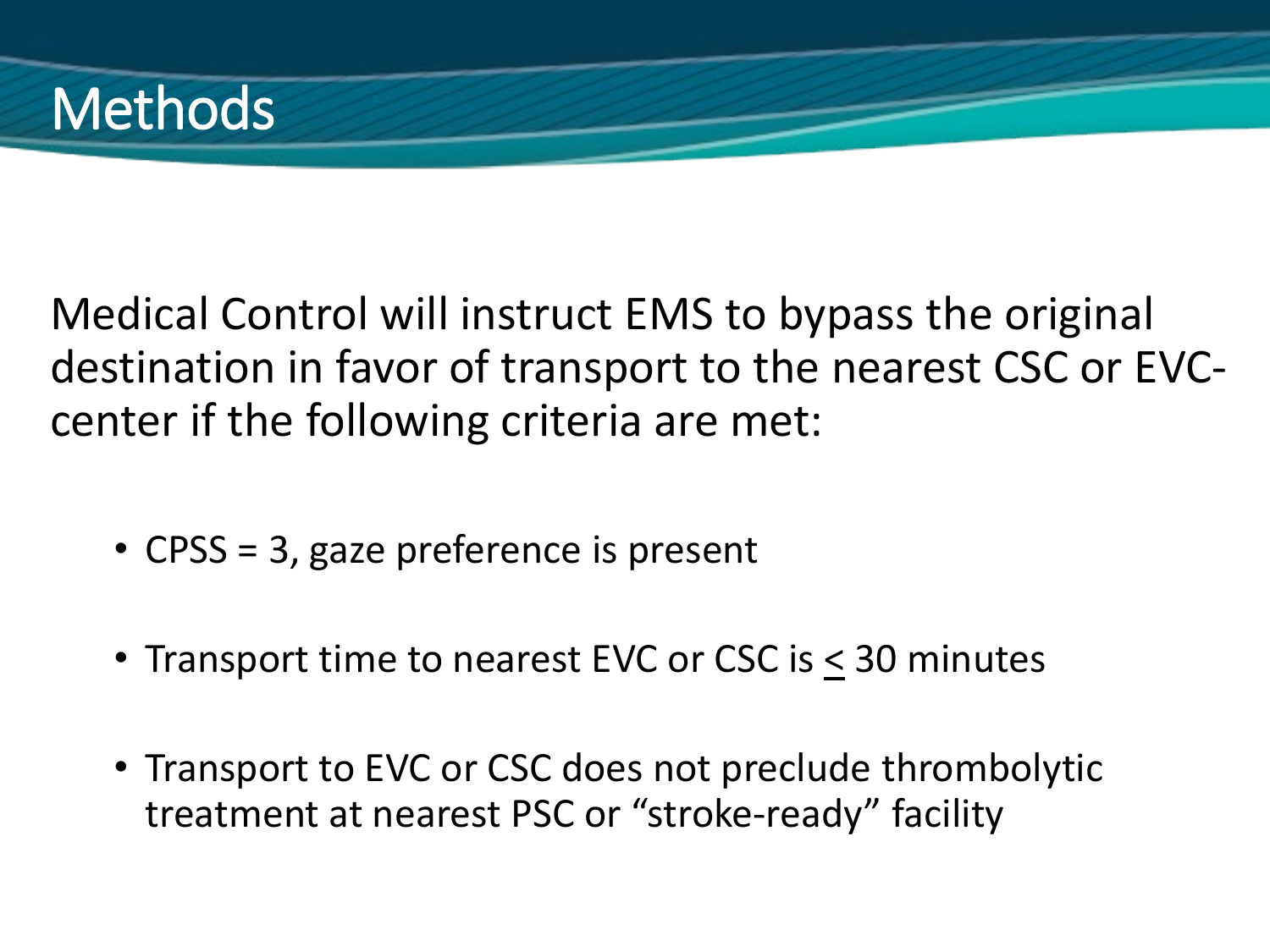# Methods

Medical Control will instruct EMS to bypass the original destination in favor of transport to the nearest CSC or EVC-center if the following criteria are met:

- CPSS = 3, gaze preference is present
- Transport time to nearest EVC or CSC is $\leq$ 30 minutes
- Transport to EVC or CSC does not preclude thrombolytic treatment at nearest PSC or "stroke-ready" facility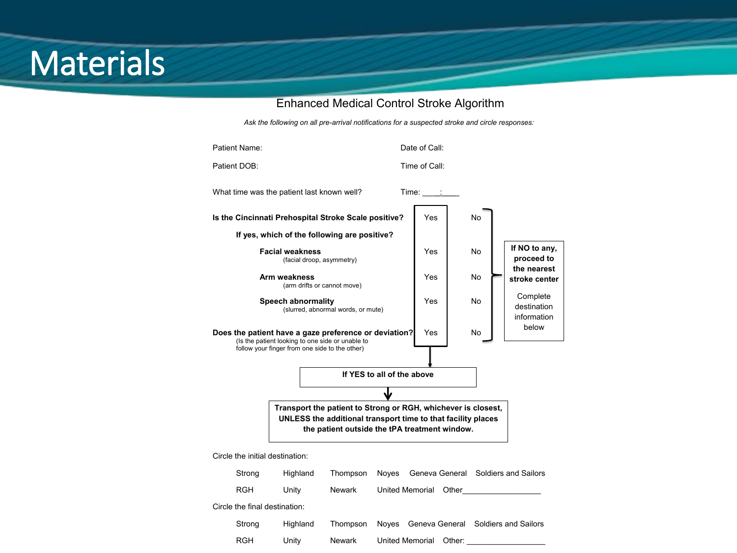# Materials

## Enhanced Medical Control Stroke Algorithm

*Ask the following on all pre-arrival notifications for a suspected stroke and circle responses:*

Patient Name: Date of Call:

Patient DOB: Time of Call:

What time was the patient last known well? Time: ____:____

| | | |
|---|---|---|
| **Is the Cincinnati Prehospital Stroke Scale positive?** | Yes | No |
| **If yes, which of the following are positive?** | | |
| **Facial weakness** (facial droop, asymmetry) | Yes | No |
| **Arm weakness** (arm drifts or cannot move) | Yes | No |
| **Speech abnormality** (slurred, abnormal words, or mute) | Yes | No |
| **Does the patient have a gaze preference or deviation?** (Is the patient looking to one side or unable to follow your finger from one side to the other) | Yes | No |

**If NO to any, proceed to the nearest stroke center**

Complete destination information below

**If YES to all of the above**

**Transport the patient to Strong or RGH, whichever is closest, UNLESS the additional transport time to that facility places the patient outside the tPA treatment window.**

Circle the initial destination:

Strong Highland Thompson Noyes Geneva General Soldiers and Sailors

RGH Unity Newark United Memorial Other__________________

Circle the final destination:

Strong Highland Thompson Noyes Geneva General Soldiers and Sailors

RGH Unity Newark United Memorial Other: __________________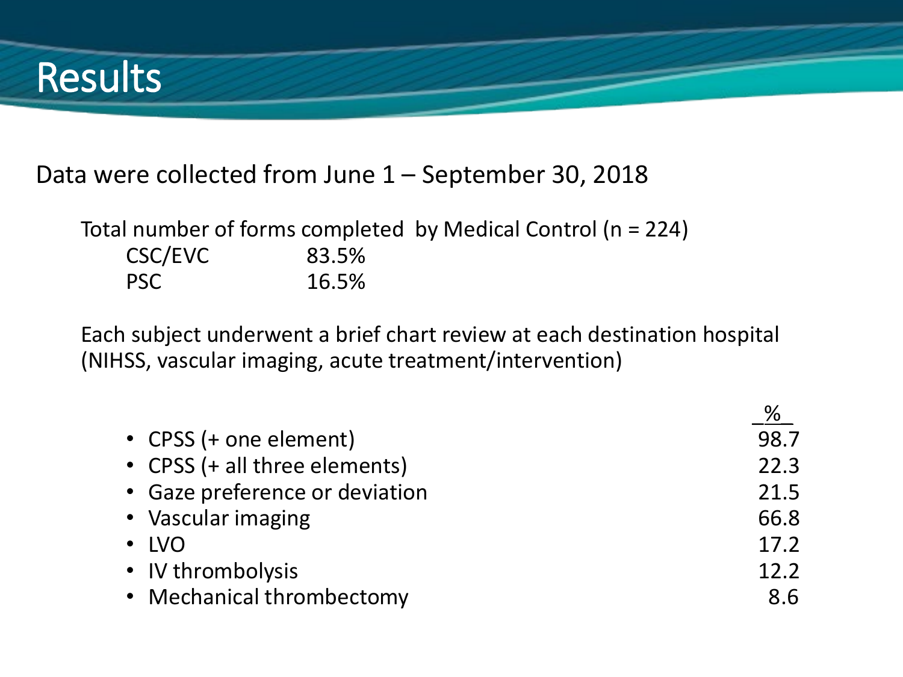# Results

Data were collected from June 1 – September 30, 2018

Total number of forms completed by Medical Control (n = 224)

| | |
|---|---|
| CSC/EVC | 83.5% |
| PSC | 16.5% |

Each subject underwent a brief chart review at each destination hospital (NIHSS, vascular imaging, acute treatment/intervention)

| | % |
|---|---|
| CPSS (+ one element) | 98.7 |
| CPSS (+ all three elements) | 22.3 |
| Gaze preference or deviation | 21.5 |
| Vascular imaging | 66.8 |
| LVO | 17.2 |
| IV thrombolysis | 12.2 |
| Mechanical thrombectomy | 8.6 |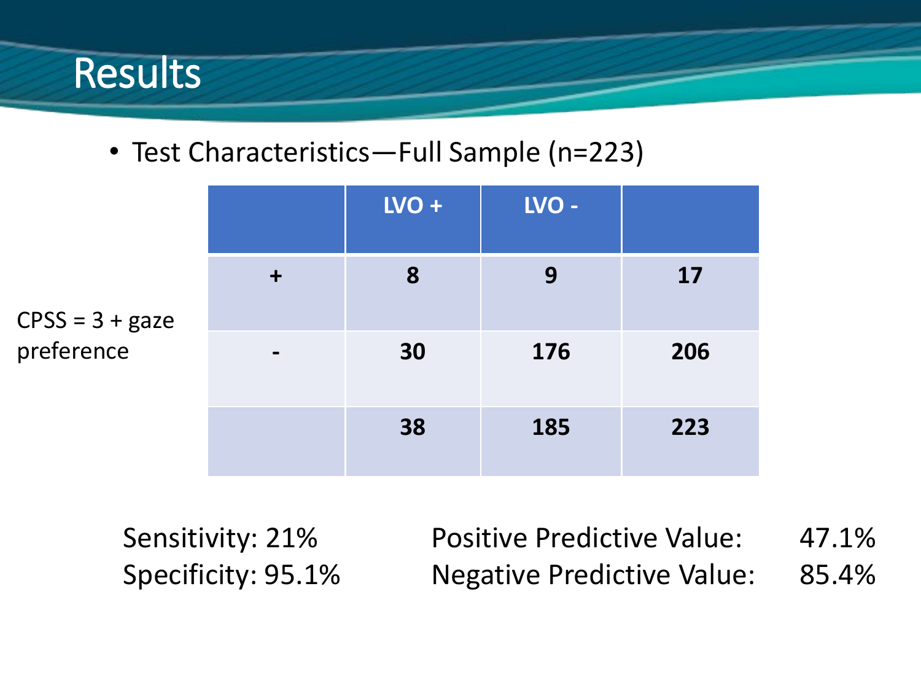# Results

- Test Characteristics—Full Sample (n=223)

| | | LVO + | LVO - | |
|---|---|---|---|---|
| CPSS = 3 + gaze preference | + | 8 | 9 | 17 |
| | - | 30 | 176 | 206 |
| | | 38 | 185 | 223 |

Sensitivity: 21%
Specificity: 95.1%

Positive Predictive Value: 47.1%
Negative Predictive Value: 85.4%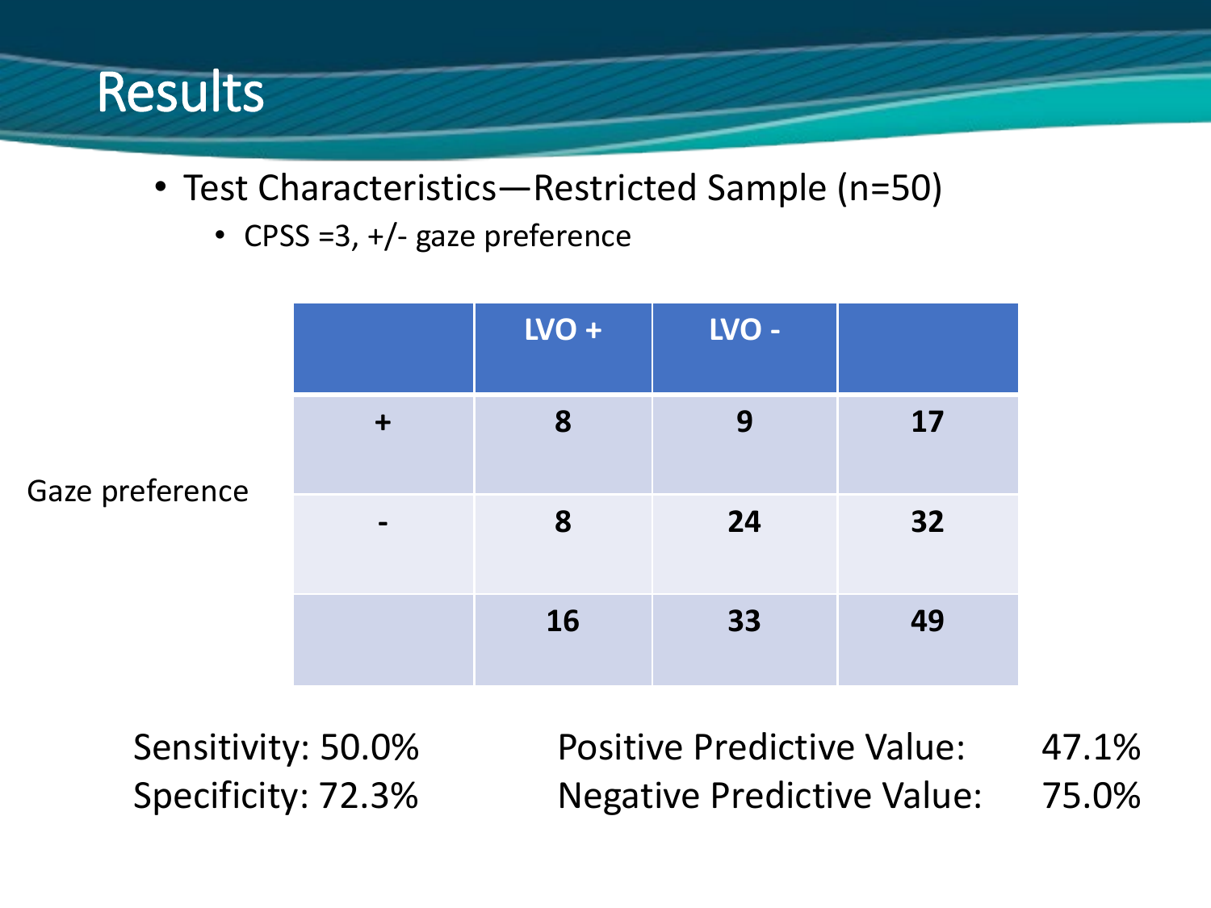# Results

- Test Characteristics—Restricted Sample (n=50)
  - CPSS =3, +/- gaze preference

| | | LVO + | LVO - | |
|---|---|---|---|---|
| Gaze preference | + | 8 | 9 | 17 |
| | - | 8 | 24 | 32 |
| | | 16 | 33 | 49 |

Sensitivity: 50.0%
Specificity: 72.3%

Positive Predictive Value: 47.1%
Negative Predictive Value: 75.0%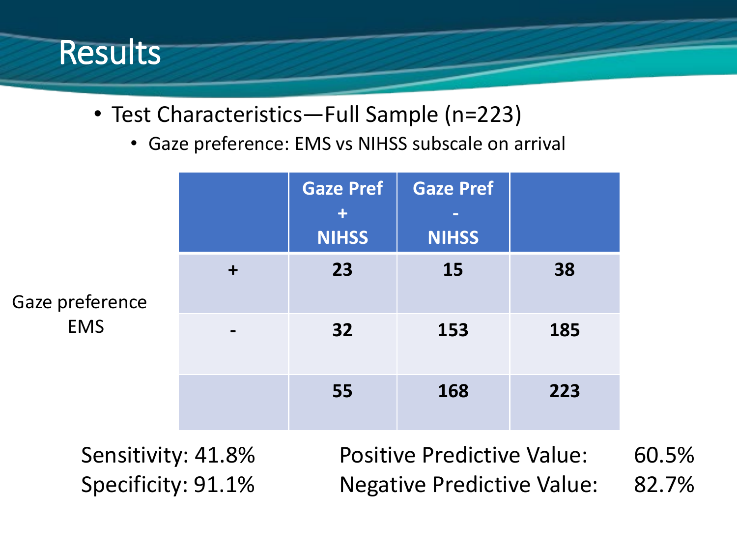# Results

- Test Characteristics—Full Sample (n=223)
  - Gaze preference: EMS vs NIHSS subscale on arrival

| Gaze preference EMS | | Gaze Pref + NIHSS | Gaze Pref - NIHSS | |
|---|---|---|---|---|
| | + | 23 | 15 | 38 |
| | - | 32 | 153 | 185 |
| | | 55 | 168 | 223 |

Sensitivity: 41.8%
Specificity: 91.1%

Positive Predictive Value: 60.5%
Negative Predictive Value: 82.7%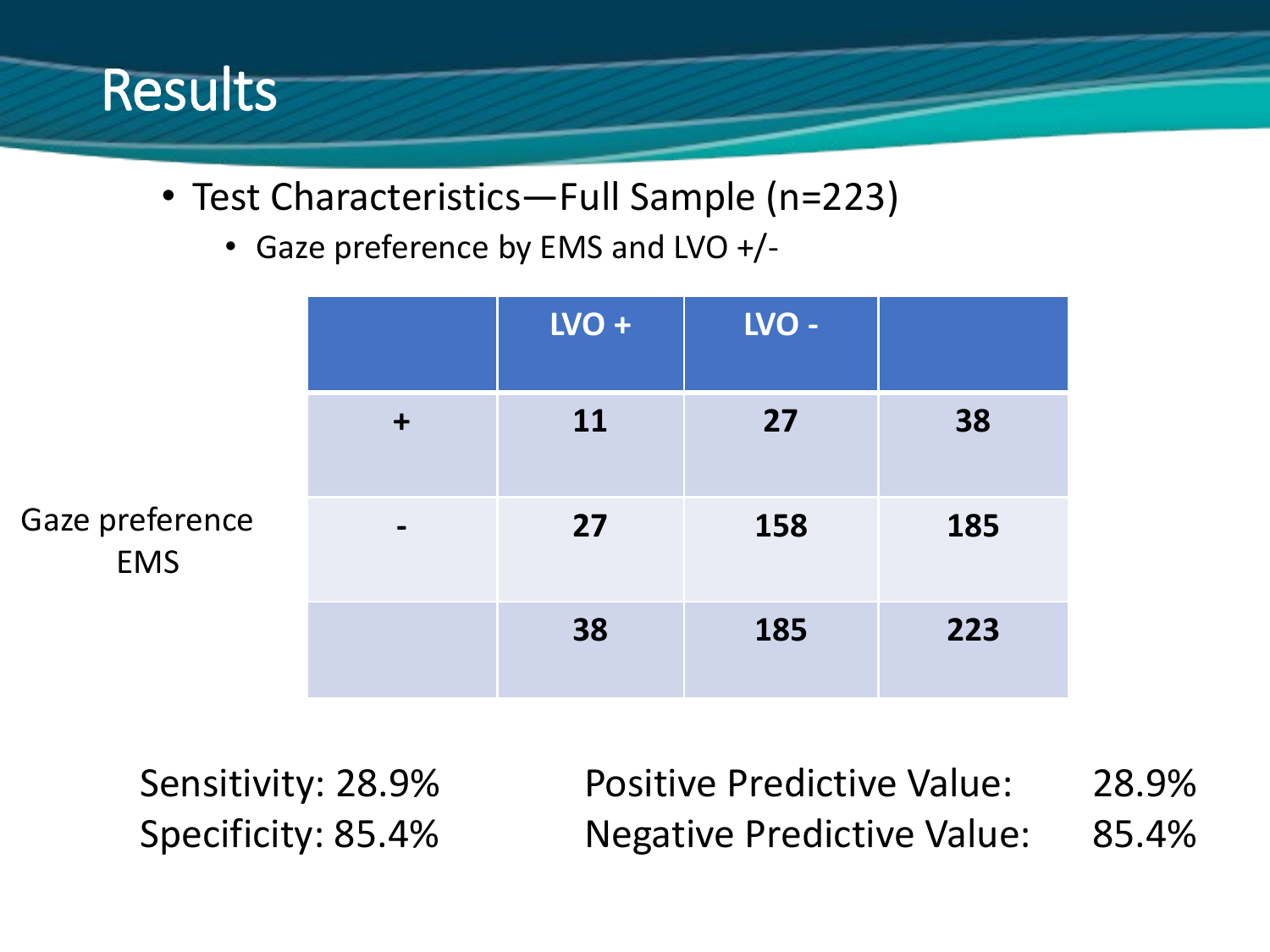# Results

- Test Characteristics—Full Sample (n=223)
  - Gaze preference by EMS and LVO +/-

| Gaze preference EMS | | LVO + | LVO - | |
|---|---|---|---|---|
| | + | 11 | 27 | 38 |
| | - | 27 | 158 | 185 |
| | | 38 | 185 | 223 |

Sensitivity: 28.9%
Specificity: 85.4%

Positive Predictive Value: 28.9%
Negative Predictive Value: 85.4%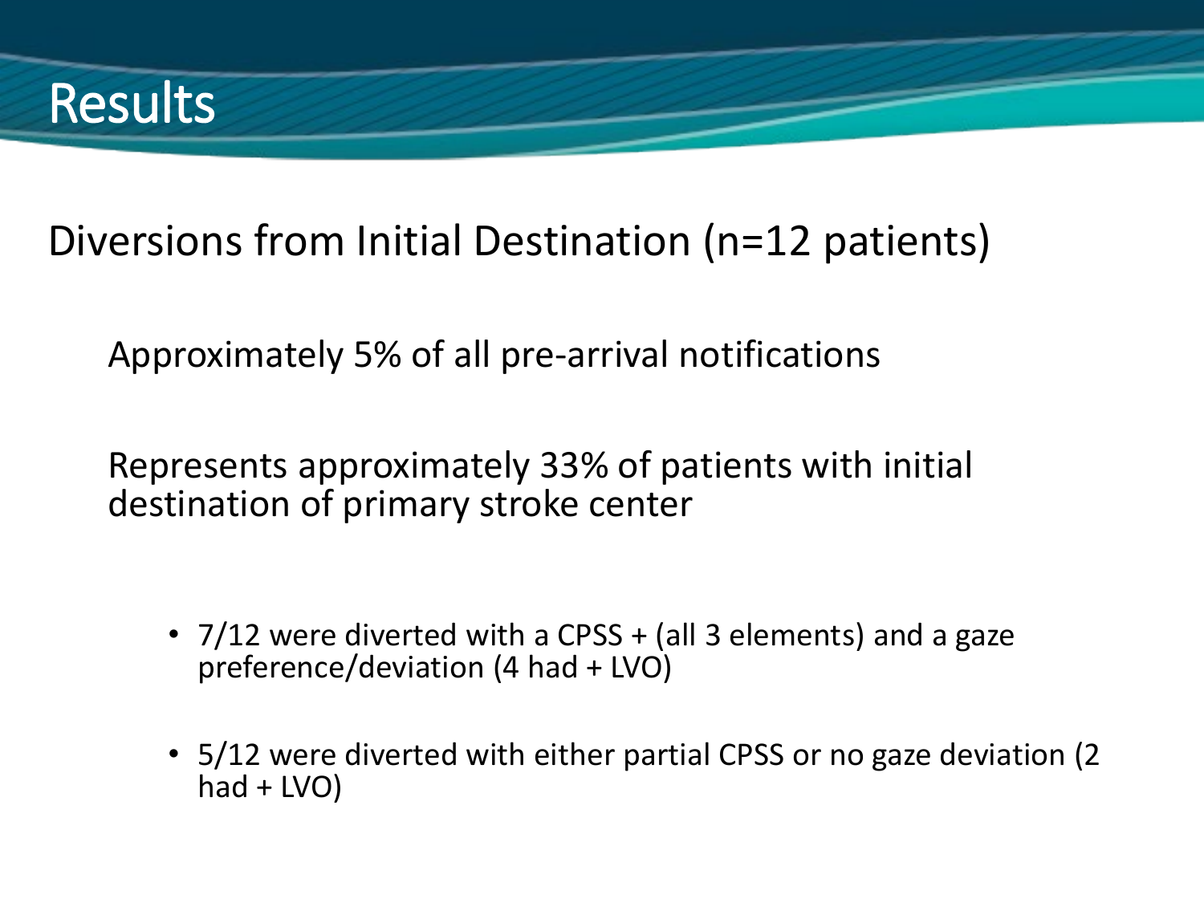# Results

## Diversions from Initial Destination (n=12 patients)

Approximately 5% of all pre-arrival notifications

Represents approximately 33% of patients with initial destination of primary stroke center

- 7/12 were diverted with a CPSS + (all 3 elements) and a gaze preference/deviation (4 had + LVO)
- 5/12 were diverted with either partial CPSS or no gaze deviation (2 had + LVO)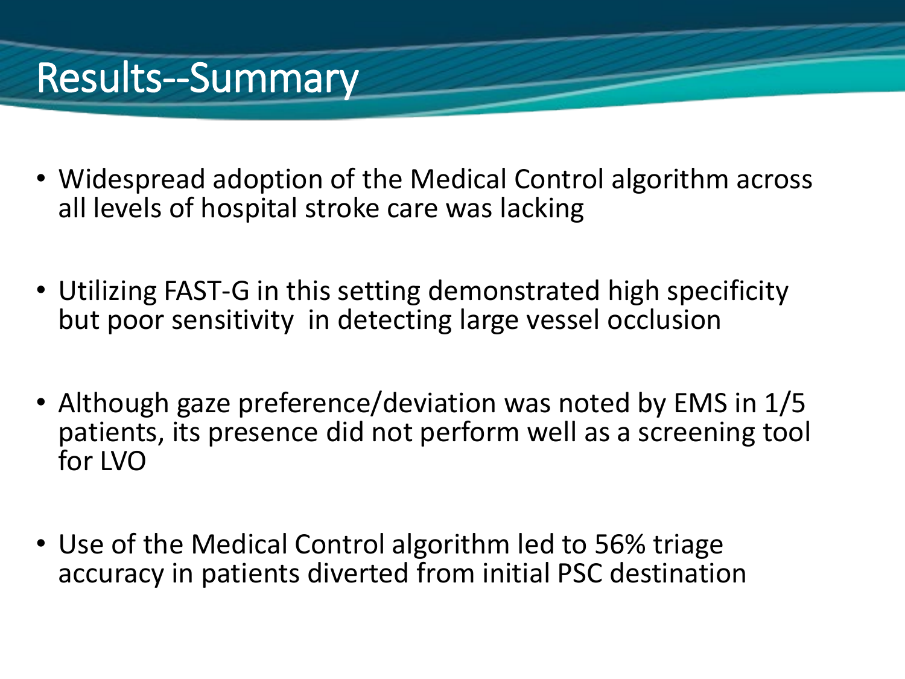# Results--Summary

- Widespread adoption of the Medical Control algorithm across all levels of hospital stroke care was lacking
- Utilizing FAST-G in this setting demonstrated high specificity but poor sensitivity in detecting large vessel occlusion
- Although gaze preference/deviation was noted by EMS in 1/5 patients, its presence did not perform well as a screening tool for LVO
- Use of the Medical Control algorithm led to 56% triage accuracy in patients diverted from initial PSC destination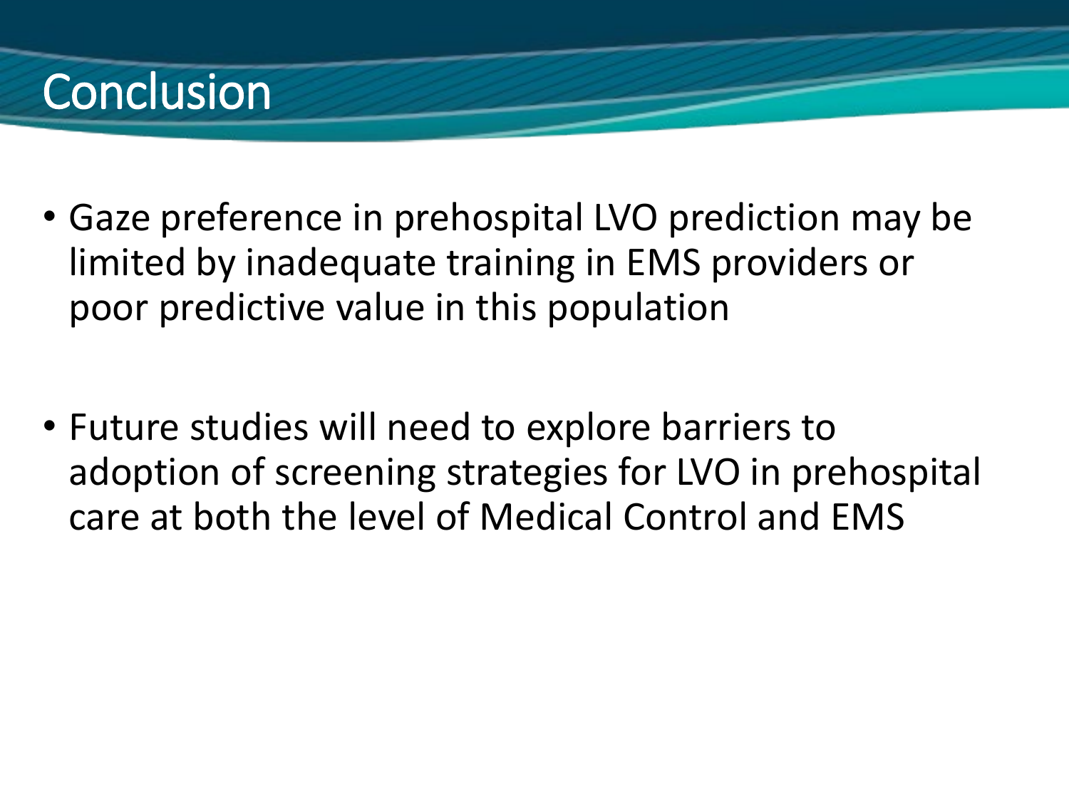# Conclusion

- Gaze preference in prehospital LVO prediction may be limited by inadequate training in EMS providers or poor predictive value in this population

- Future studies will need to explore barriers to adoption of screening strategies for LVO in prehospital care at both the level of Medical Control and EMS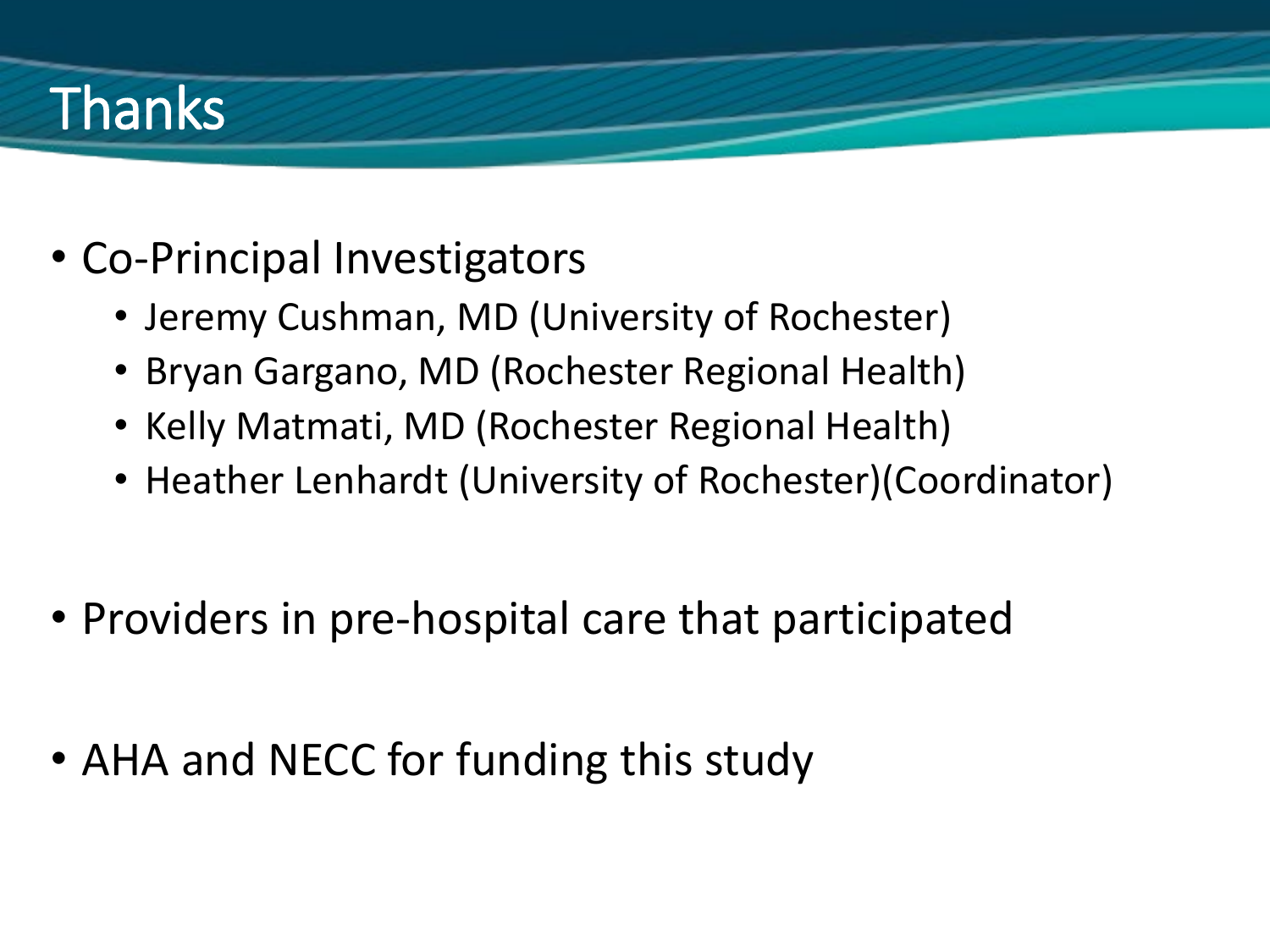# Thanks

- Co-Principal Investigators
  - Jeremy Cushman, MD (University of Rochester)
  - Bryan Gargano, MD (Rochester Regional Health)
  - Kelly Matmati, MD (Rochester Regional Health)
  - Heather Lenhardt (University of Rochester)(Coordinator)

- Providers in pre-hospital care that participated

- AHA and NECC for funding this study